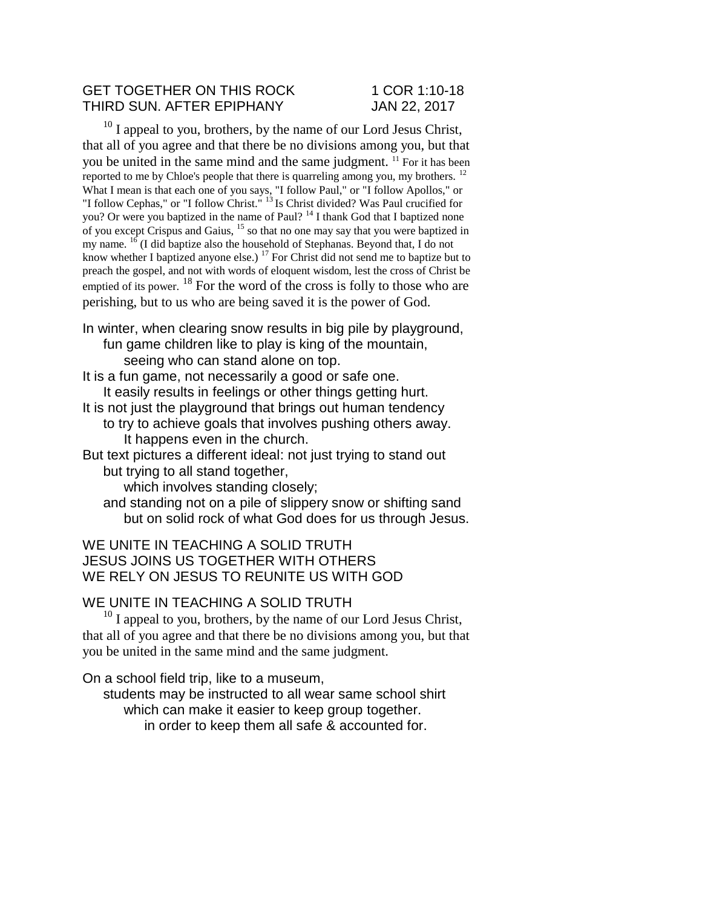GET TOGETHER ON THIS ROCK 1 COR 1:10-18
THIRD SUN. AFTER EPIPHANY JAN 22, 2017

[10] I appeal to you, brothers, by the name of our Lord Jesus Christ, that all of you agree and that there be no divisions among you, but that you be united in the same mind and the same judgment. [11] For it has been reported to me by Chloe's people that there is quarreling among you, my brothers. [12] What I mean is that each one of you says, "I follow Paul," or "I follow Apollos," or "I follow Cephas," or "I follow Christ." [13] Is Christ divided? Was Paul crucified for you? Or were you baptized in the name of Paul? [14] I thank God that I baptized none of you except Crispus and Gaius, [15] so that no one may say that you were baptized in my name. [16] (I did baptize also the household of Stephanas. Beyond that, I do not know whether I baptized anyone else.) [17] For Christ did not send me to baptize but to preach the gospel, and not with words of eloquent wisdom, lest the cross of Christ be emptied of its power. [18] For the word of the cross is folly to those who are perishing, but to us who are being saved it is the power of God.

In winter, when clearing snow results in big pile by playground,
fun game children like to play is king of the mountain,
seeing who can stand alone on top.
It is a fun game, not necessarily a good or safe one.
It easily results in feelings or other things getting hurt.
It is not just the playground that brings out human tendency
to try to achieve goals that involves pushing others away.
It happens even in the church.
But text pictures a different ideal: not just trying to stand out
but trying to all stand together,
which involves standing closely;
and standing not on a pile of slippery snow or shifting sand
but on solid rock of what God does for us through Jesus.

WE UNITE IN TEACHING A SOLID TRUTH
JESUS JOINS US TOGETHER WITH OTHERS
WE RELY ON JESUS TO REUNITE US WITH GOD

WE UNITE IN TEACHING A SOLID TRUTH

[10] I appeal to you, brothers, by the name of our Lord Jesus Christ, that all of you agree and that there be no divisions among you, but that you be united in the same mind and the same judgment.

On a school field trip, like to a museum,
students may be instructed to all wear same school shirt
which can make it easier to keep group together.
in order to keep them all safe & accounted for.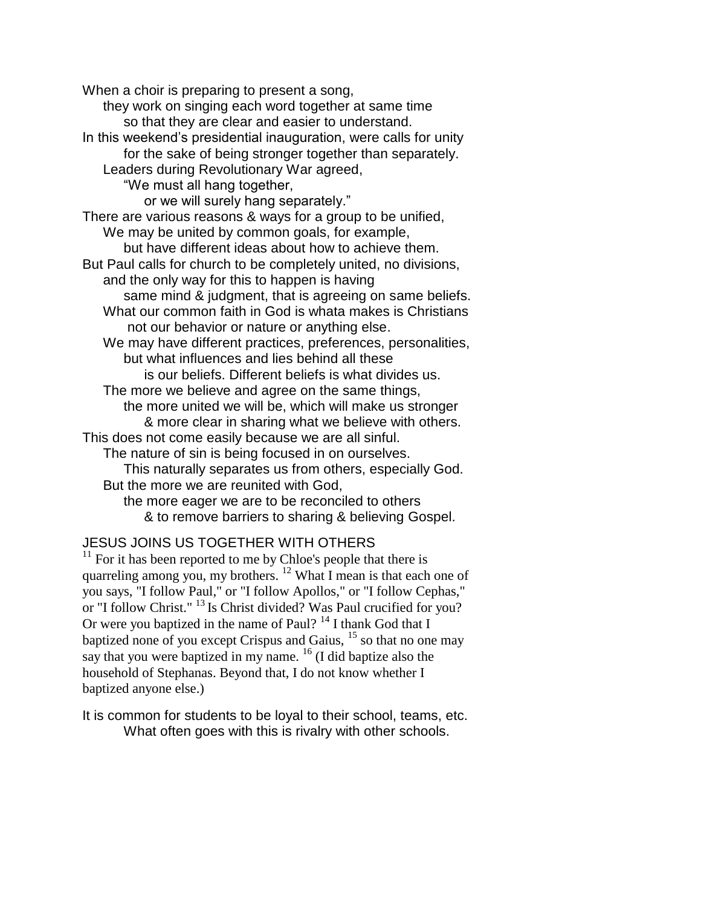When a choir is preparing to present a song,
they work on singing each word together at same time
so that they are clear and easier to understand.
In this weekend's presidential inauguration, were calls for unity
for the sake of being stronger together than separately.
Leaders during Revolutionary War agreed,
"We must all hang together,
or we will surely hang separately."
There are various reasons & ways for a group to be unified,
We may be united by common goals, for example,
but have different ideas about how to achieve them.
But Paul calls for church to be completely united, no divisions,
and the only way for this to happen is having
same mind & judgment, that is agreeing on same beliefs.
What our common faith in God is whata makes is Christians
not our behavior or nature or anything else.
We may have different practices, preferences, personalities,
but what influences and lies behind all these
is our beliefs. Different beliefs is what divides us.
The more we believe and agree on the same things,
the more united we will be, which will make us stronger
& more clear in sharing what we believe with others.
This does not come easily because we are all sinful.
The nature of sin is being focused in on ourselves.
This naturally separates us from others, especially God.
But the more we are reunited with God,
the more eager we are to be reconciled to others
& to remove barriers to sharing & believing Gospel.

JESUS JOINS US TOGETHER WITH OTHERS

[11] For it has been reported to me by Chloe's people that there is quarreling among you, my brothers. [12] What I mean is that each one of you says, "I follow Paul," or "I follow Apollos," or "I follow Cephas," or "I follow Christ." [13] Is Christ divided? Was Paul crucified for you? Or were you baptized in the name of Paul? [14] I thank God that I baptized none of you except Crispus and Gaius, [15] so that no one may say that you were baptized in my name. [16] (I did baptize also the household of Stephanas. Beyond that, I do not know whether I baptized anyone else.)

It is common for students to be loyal to their school, teams, etc.
What often goes with this is rivalry with other schools.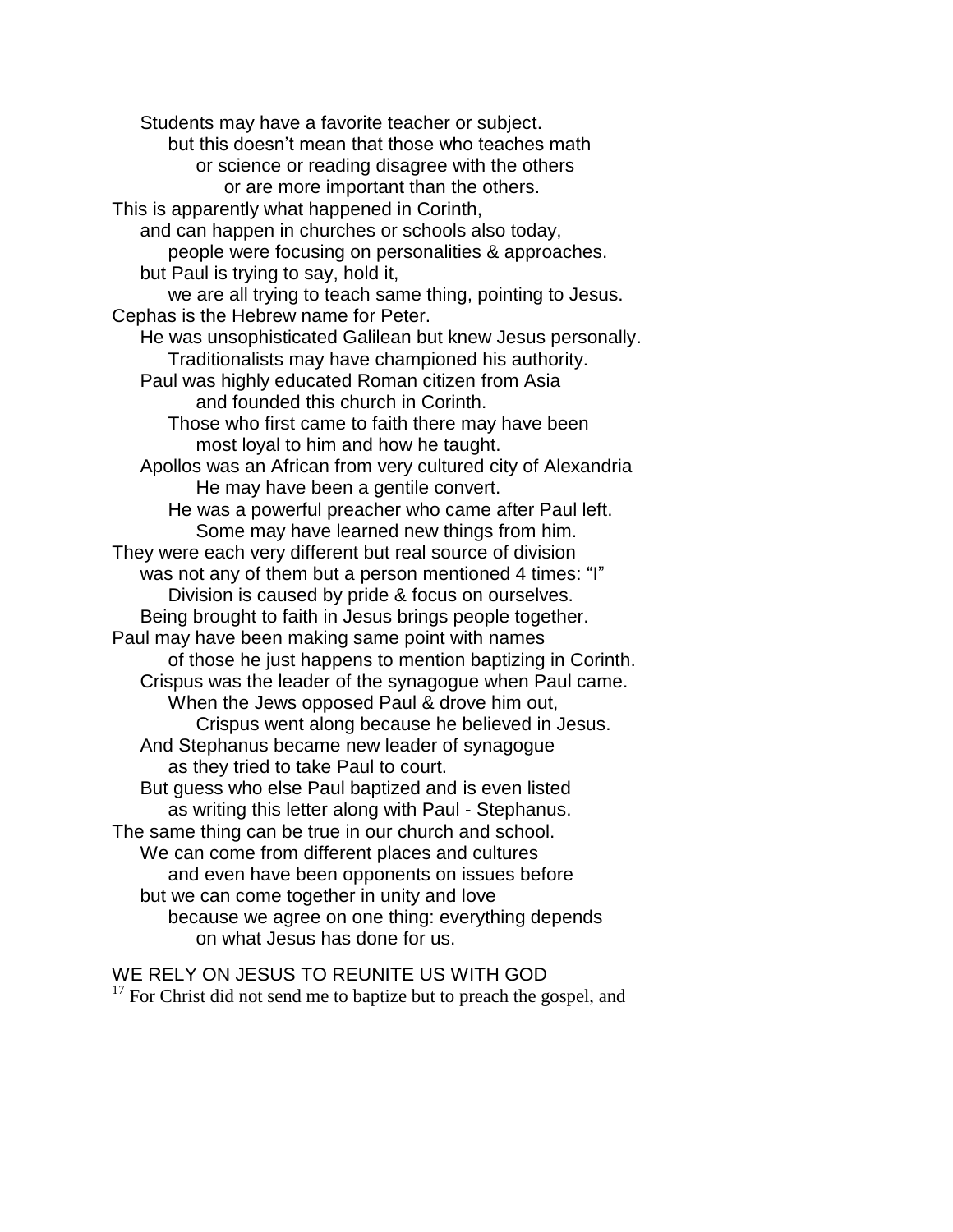Students may have a favorite teacher or subject.
but this doesn't mean that those who teaches math
or science or reading disagree with the others
or are more important than the others.
This is apparently what happened in Corinth,
and can happen in churches or schools also today,
people were focusing on personalities & approaches.
but Paul is trying to say, hold it,
we are all trying to teach same thing, pointing to Jesus.
Cephas is the Hebrew name for Peter.
He was unsophisticated Galilean but knew Jesus personally.
Traditionalists may have championed his authority.
Paul was highly educated Roman citizen from Asia
and founded this church in Corinth.
Those who first came to faith there may have been
most loyal to him and how he taught.
Apollos was an African from very cultured city of Alexandria
He may have been a gentile convert.
He was a powerful preacher who came after Paul left.
Some may have learned new things from him.
They were each very different but real source of division
was not any of them but a person mentioned 4 times: "I"
Division is caused by pride & focus on ourselves.
Being brought to faith in Jesus brings people together.
Paul may have been making same point with names
of those he just happens to mention baptizing in Corinth.
Crispus was the leader of the synagogue when Paul came.
When the Jews opposed Paul & drove him out,
Crispus went along because he believed in Jesus.
And Stephanus became new leader of synagogue
as they tried to take Paul to court.
But guess who else Paul baptized and is even listed
as writing this letter along with Paul - Stephanus.
The same thing can be true in our church and school.
We can come from different places and cultures
and even have been opponents on issues before
but we can come together in unity and love
because we agree on one thing: everything depends
on what Jesus has done for us.

WE RELY ON JESUS TO REUNITE US WITH GOD

[17] For Christ did not send me to baptize but to preach the gospel, and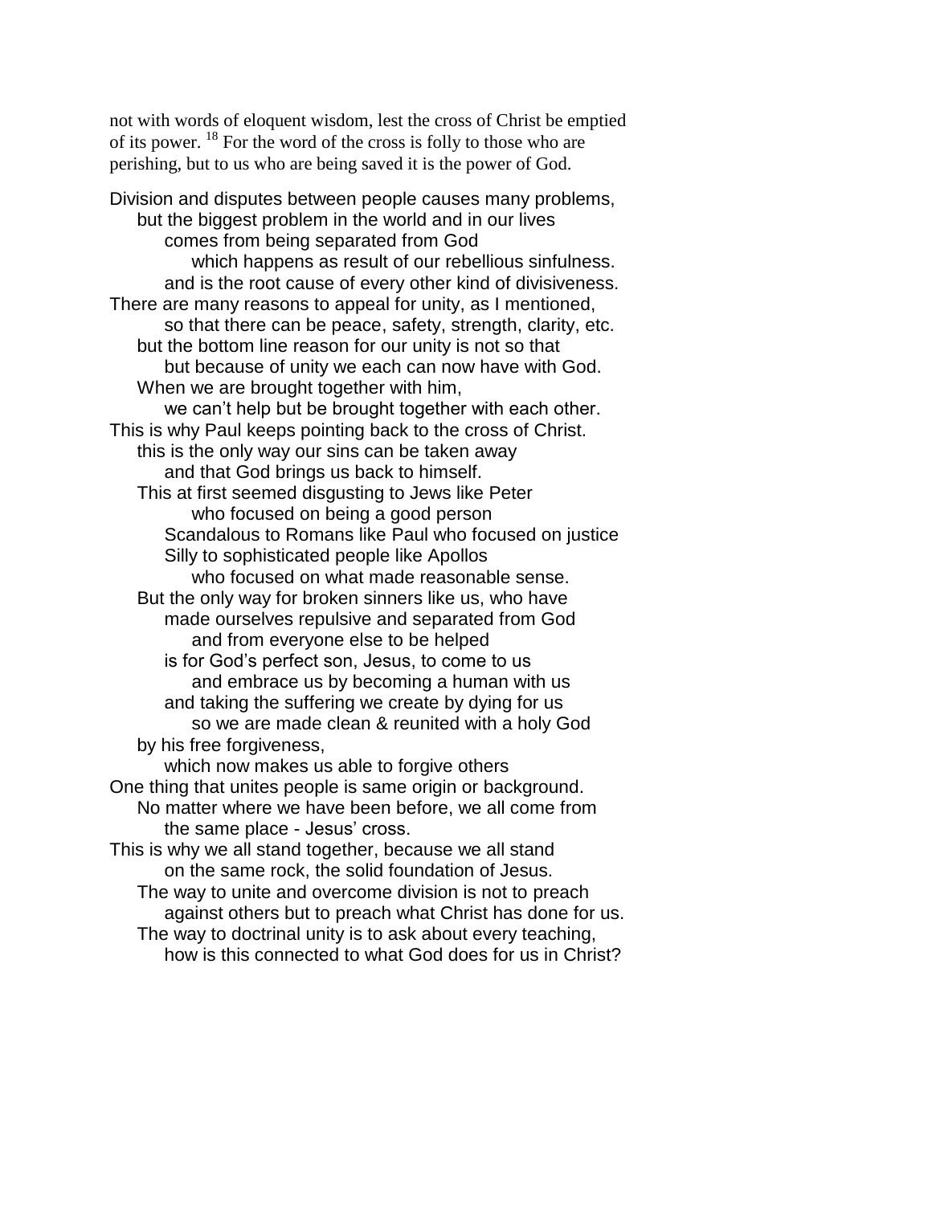not with words of eloquent wisdom, lest the cross of Christ be emptied of its power. [18] For the word of the cross is folly to those who are perishing, but to us who are being saved it is the power of God.

Division and disputes between people causes many problems,
 but the biggest problem in the world and in our lives
  comes from being separated from God
   which happens as result of our rebellious sinfulness.
  and is the root cause of every other kind of divisiveness.
There are many reasons to appeal for unity, as I mentioned,
  so that there can be peace, safety, strength, clarity, etc.
 but the bottom line reason for our unity is not so that
  but because of unity we each can now have with God.
 When we are brought together with him,
  we can't help but be brought together with each other.
This is why Paul keeps pointing back to the cross of Christ.
 this is the only way our sins can be taken away
  and that God brings us back to himself.
 This at first seemed disgusting to Jews like Peter
   who focused on being a good person
  Scandalous to Romans like Paul who focused on justice
  Silly to sophisticated people like Apollos
   who focused on what made reasonable sense.
 But the only way for broken sinners like us, who have
  made ourselves repulsive and separated from God
   and from everyone else to be helped
  is for God's perfect son, Jesus, to come to us
   and embrace us by becoming a human with us
  and taking the suffering we create by dying for us
   so we are made clean & reunited with a holy God
 by his free forgiveness,
  which now makes us able to forgive others
One thing that unites people is same origin or background.
 No matter where we have been before, we all come from
  the same place - Jesus' cross.
This is why we all stand together, because we all stand
  on the same rock, the solid foundation of Jesus.
 The way to unite and overcome division is not to preach
  against others but to preach what Christ has done for us.
 The way to doctrinal unity is to ask about every teaching,
  how is this connected to what God does for us in Christ?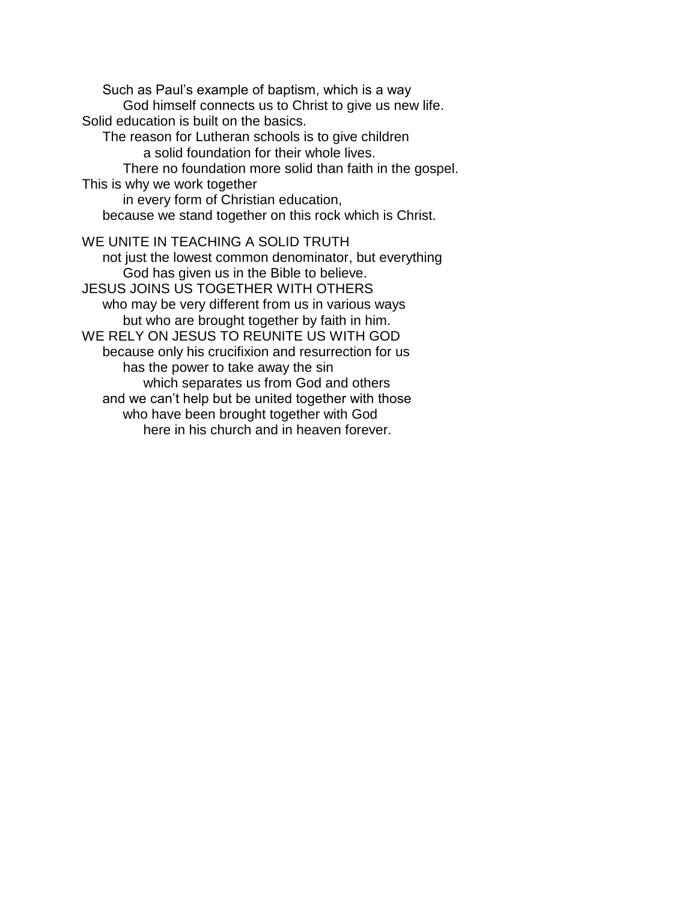Such as Paul's example of baptism, which is a way
God himself connects us to Christ to give us new life.
Solid education is built on the basics.
The reason for Lutheran schools is to give children
a solid foundation for their whole lives.
There no foundation more solid than faith in the gospel.
This is why we work together
in every form of Christian education,
because we stand together on this rock which is Christ.

WE UNITE IN TEACHING A SOLID TRUTH
not just the lowest common denominator, but everything
God has given us in the Bible to believe.
JESUS JOINS US TOGETHER WITH OTHERS
who may be very different from us in various ways
but who are brought together by faith in him.
WE RELY ON JESUS TO REUNITE US WITH GOD
because only his crucifixion and resurrection for us
has the power to take away the sin
which separates us from God and others
and we can't help but be united together with those
who have been brought together with God
here in his church and in heaven forever.